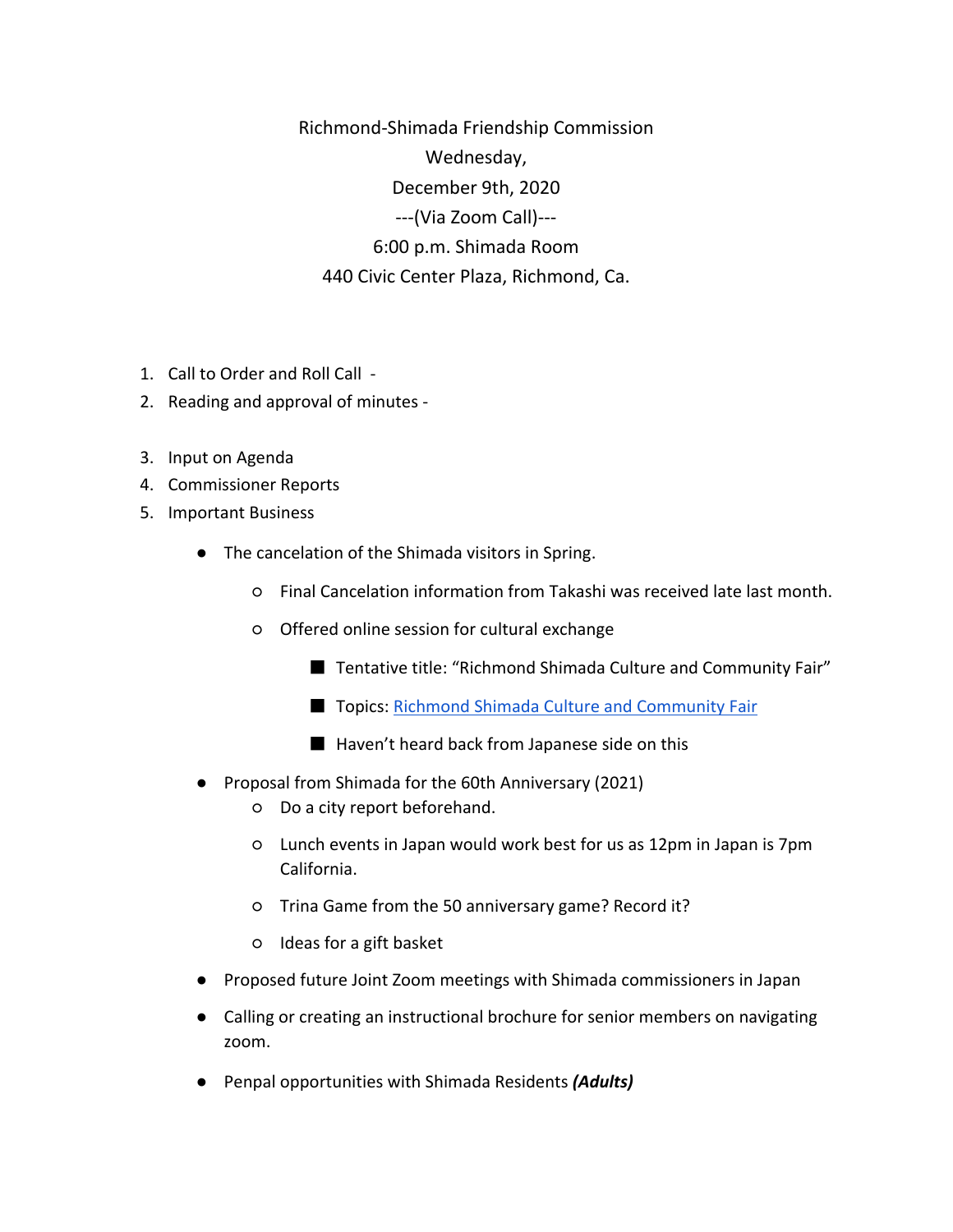Richmond-Shimada Friendship Commission
Wednesday,
December 9th, 2020
---(Via Zoom Call)---
6:00 p.m. Shimada Room
440 Civic Center Plaza, Richmond, Ca.

1. Call to Order and Roll Call -
2. Reading and approval of minutes -
3. Input on Agenda
4. Commissioner Reports
5. Important Business
   - The cancelation of the Shimada visitors in Spring.
     - Final Cancelation information from Takashi was received late last month.
     - Offered online session for cultural exchange
       - Tentative title: "Richmond Shimada Culture and Community Fair"
       - Topics: Richmond Shimada Culture and Community Fair
       - Haven't heard back from Japanese side on this
   - Proposal from Shimada for the 60th Anniversary (2021)
     - Do a city report beforehand.
     - Lunch events in Japan would work best for us as 12pm in Japan is 7pm California.
     - Trina Game from the 50 anniversary game? Record it?
     - Ideas for a gift basket
   - Proposed future Joint Zoom meetings with Shimada commissioners in Japan
   - Calling or creating an instructional brochure for senior members on navigating zoom.
   - Penpal opportunities with Shimada Residents ***(Adults)***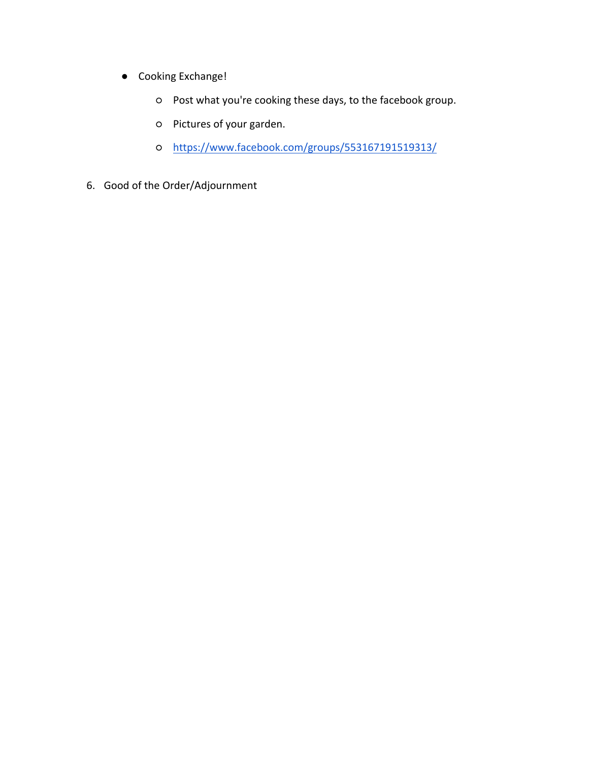- Cooking Exchange!
    - Post what you're cooking these days, to the facebook group.
    - Pictures of your garden.
    - https://www.facebook.com/groups/553167191519313/

6. Good of the Order/Adjournment